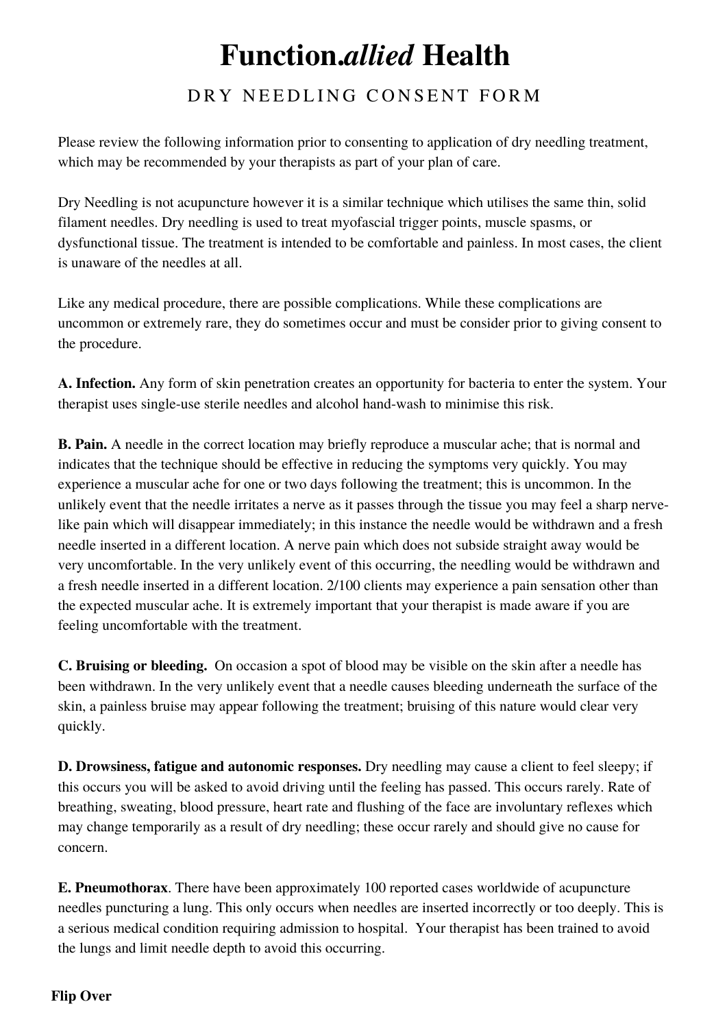# Function.*allied* Health

## DRY NEEDLING CONSENT FORM

Please review the following information prior to consenting to application of dry needling treatment, which may be recommended by your therapists as part of your plan of care.

Dry Needling is not acupuncture however it is a similar technique which utilises the same thin, solid filament needles. Dry needling is used to treat myofascial trigger points, muscle spasms, or dysfunctional tissue. The treatment is intended to be comfortable and painless. In most cases, the client is unaware of the needles at all.

Like any medical procedure, there are possible complications. While these complications are uncommon or extremely rare, they do sometimes occur and must be consider prior to giving consent to the procedure.

**A. Infection.** Any form of skin penetration creates an opportunity for bacteria to enter the system. Your therapist uses single-use sterile needles and alcohol hand-wash to minimise this risk.

**B. Pain.** A needle in the correct location may briefly reproduce a muscular ache; that is normal and indicates that the technique should be effective in reducing the symptoms very quickly. You may experience a muscular ache for one or two days following the treatment; this is uncommon. In the unlikely event that the needle irritates a nerve as it passes through the tissue you may feel a sharp nerve-like pain which will disappear immediately; in this instance the needle would be withdrawn and a fresh needle inserted in a different location. A nerve pain which does not subside straight away would be very uncomfortable. In the very unlikely event of this occurring, the needling would be withdrawn and a fresh needle inserted in a different location. 2/100 clients may experience a pain sensation other than the expected muscular ache. It is extremely important that your therapist is made aware if you are feeling uncomfortable with the treatment.

**C. Bruising or bleeding.** On occasion a spot of blood may be visible on the skin after a needle has been withdrawn. In the very unlikely event that a needle causes bleeding underneath the surface of the skin, a painless bruise may appear following the treatment; bruising of this nature would clear very quickly.

**D. Drowsiness, fatigue and autonomic responses.** Dry needling may cause a client to feel sleepy; if this occurs you will be asked to avoid driving until the feeling has passed. This occurs rarely. Rate of breathing, sweating, blood pressure, heart rate and flushing of the face are involuntary reflexes which may change temporarily as a result of dry needling; these occur rarely and should give no cause for concern.

**E. Pneumothorax**. There have been approximately 100 reported cases worldwide of acupuncture needles puncturing a lung. This only occurs when needles are inserted incorrectly or too deeply. This is a serious medical condition requiring admission to hospital. Your therapist has been trained to avoid the lungs and limit needle depth to avoid this occurring.

**Flip Over**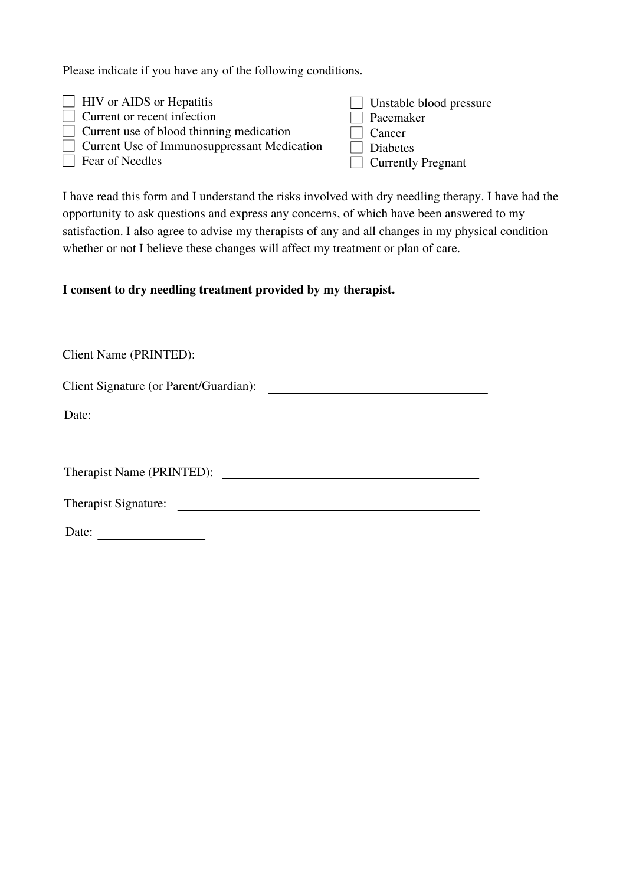Please indicate if you have any of the following conditions.

- ☐ HIV or AIDS or Hepatitis
- ☐ Current or recent infection
- ☐ Current use of blood thinning medication
- ☐ Current Use of Immunosuppressant Medication
- ☐ Fear of Needles
- ☐ Unstable blood pressure
- ☐ Pacemaker
- ☐ Cancer
- ☐ Diabetes
- ☐ Currently Pregnant

I have read this form and I understand the risks involved with dry needling therapy. I have had the opportunity to ask questions and express any concerns, of which have been answered to my satisfaction. I also agree to advise my therapists of any and all changes in my physical condition whether or not I believe these changes will affect my treatment or plan of care.

**I consent to dry needling treatment provided by my therapist.**

Client Name (PRINTED): ______________________________

Client Signature (or Parent/Guardian): ______________________________

Date: ______________

Therapist Name (PRINTED): ______________________________

Therapist Signature: ______________________________

Date: ______________